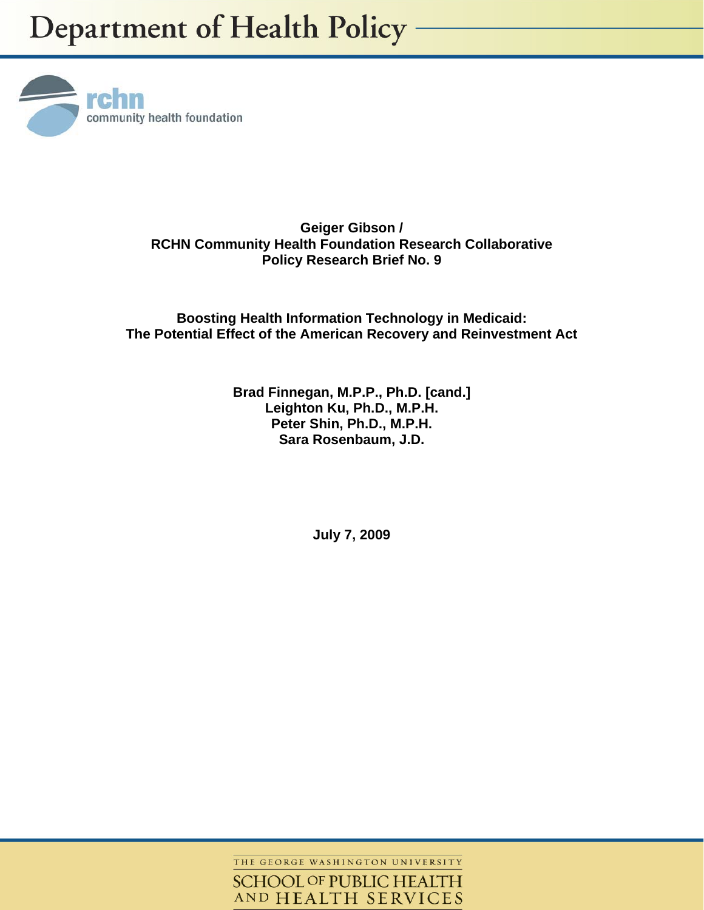Department of Health Policy

rchn community health foundation

**Geiger Gibson /**
**RCHN Community Health Foundation Research Collaborative**
**Policy Research Brief No. 9**

# Boosting Health Information Technology in Medicaid: The Potential Effect of the American Recovery and Reinvestment Act

**Brad Finnegan, M.P.P., Ph.D. [cand.]**
**Leighton Ku, Ph.D., M.P.H.**
**Peter Shin, Ph.D., M.P.H.**
**Sara Rosenbaum, J.D.**

**July 7, 2009**

THE GEORGE WASHINGTON UNIVERSITY
SCHOOL OF PUBLIC HEALTH AND HEALTH SERVICES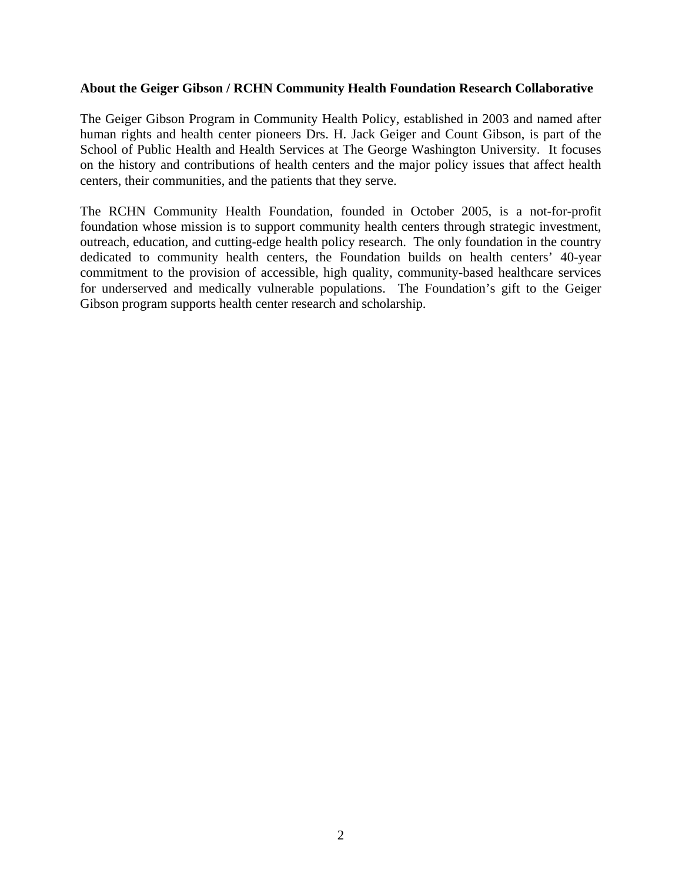**About the Geiger Gibson / RCHN Community Health Foundation Research Collaborative**

The Geiger Gibson Program in Community Health Policy, established in 2003 and named after human rights and health center pioneers Drs. H. Jack Geiger and Count Gibson, is part of the School of Public Health and Health Services at The George Washington University. It focuses on the history and contributions of health centers and the major policy issues that affect health centers, their communities, and the patients that they serve.

The RCHN Community Health Foundation, founded in October 2005, is a not-for-profit foundation whose mission is to support community health centers through strategic investment, outreach, education, and cutting-edge health policy research. The only foundation in the country dedicated to community health centers, the Foundation builds on health centers' 40-year commitment to the provision of accessible, high quality, community-based healthcare services for underserved and medically vulnerable populations. The Foundation's gift to the Geiger Gibson program supports health center research and scholarship.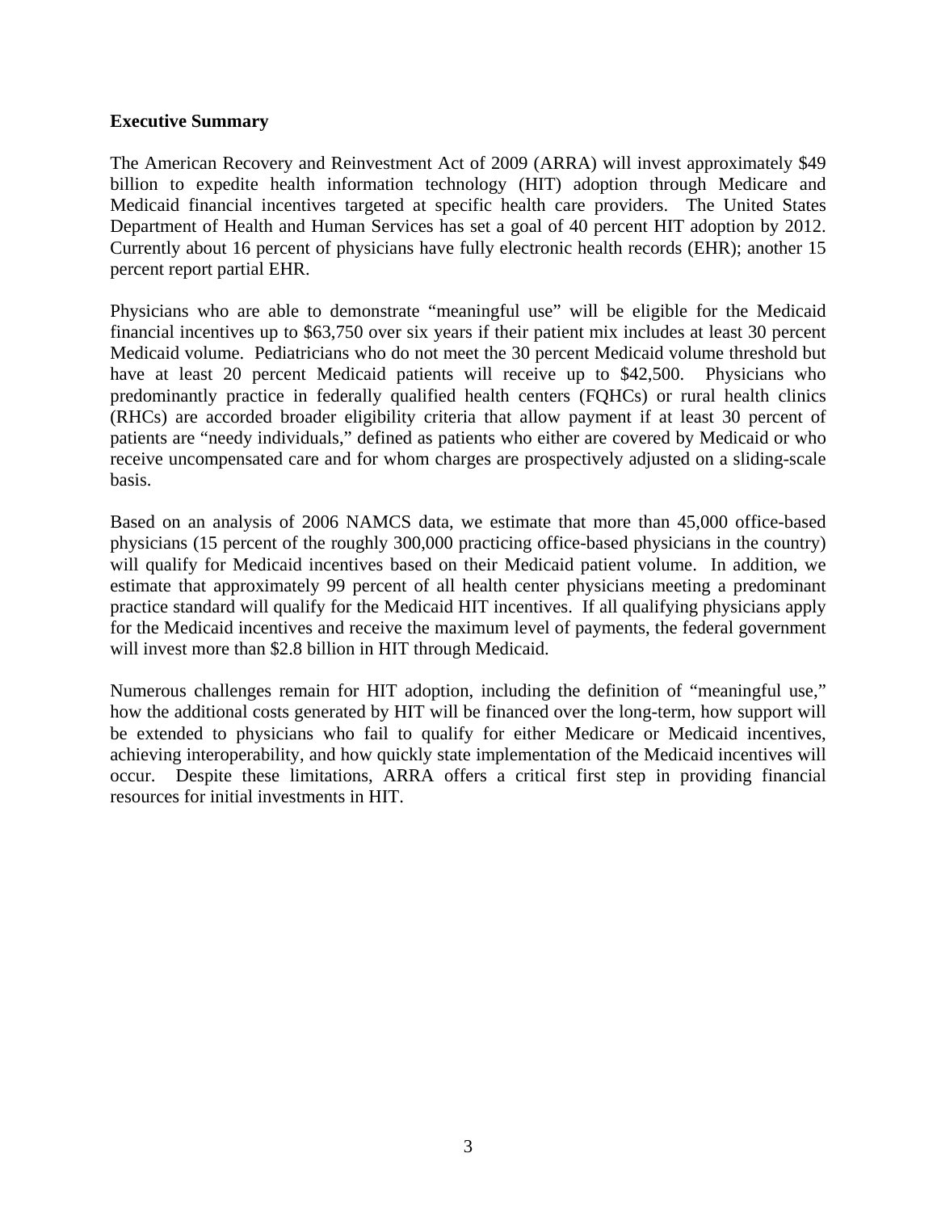## Executive Summary

The American Recovery and Reinvestment Act of 2009 (ARRA) will invest approximately $49 billion to expedite health information technology (HIT) adoption through Medicare and Medicaid financial incentives targeted at specific health care providers. The United States Department of Health and Human Services has set a goal of 40 percent HIT adoption by 2012. Currently about 16 percent of physicians have fully electronic health records (EHR); another 15 percent report partial EHR.

Physicians who are able to demonstrate "meaningful use" will be eligible for the Medicaid financial incentives up to $63,750 over six years if their patient mix includes at least 30 percent Medicaid volume. Pediatricians who do not meet the 30 percent Medicaid volume threshold but have at least 20 percent Medicaid patients will receive up to $42,500. Physicians who predominantly practice in federally qualified health centers (FQHCs) or rural health clinics (RHCs) are accorded broader eligibility criteria that allow payment if at least 30 percent of patients are "needy individuals," defined as patients who either are covered by Medicaid or who receive uncompensated care and for whom charges are prospectively adjusted on a sliding-scale basis.

Based on an analysis of 2006 NAMCS data, we estimate that more than 45,000 office-based physicians (15 percent of the roughly 300,000 practicing office-based physicians in the country) will qualify for Medicaid incentives based on their Medicaid patient volume. In addition, we estimate that approximately 99 percent of all health center physicians meeting a predominant practice standard will qualify for the Medicaid HIT incentives. If all qualifying physicians apply for the Medicaid incentives and receive the maximum level of payments, the federal government will invest more than $2.8 billion in HIT through Medicaid.

Numerous challenges remain for HIT adoption, including the definition of "meaningful use," how the additional costs generated by HIT will be financed over the long-term, how support will be extended to physicians who fail to qualify for either Medicare or Medicaid incentives, achieving interoperability, and how quickly state implementation of the Medicaid incentives will occur. Despite these limitations, ARRA offers a critical first step in providing financial resources for initial investments in HIT.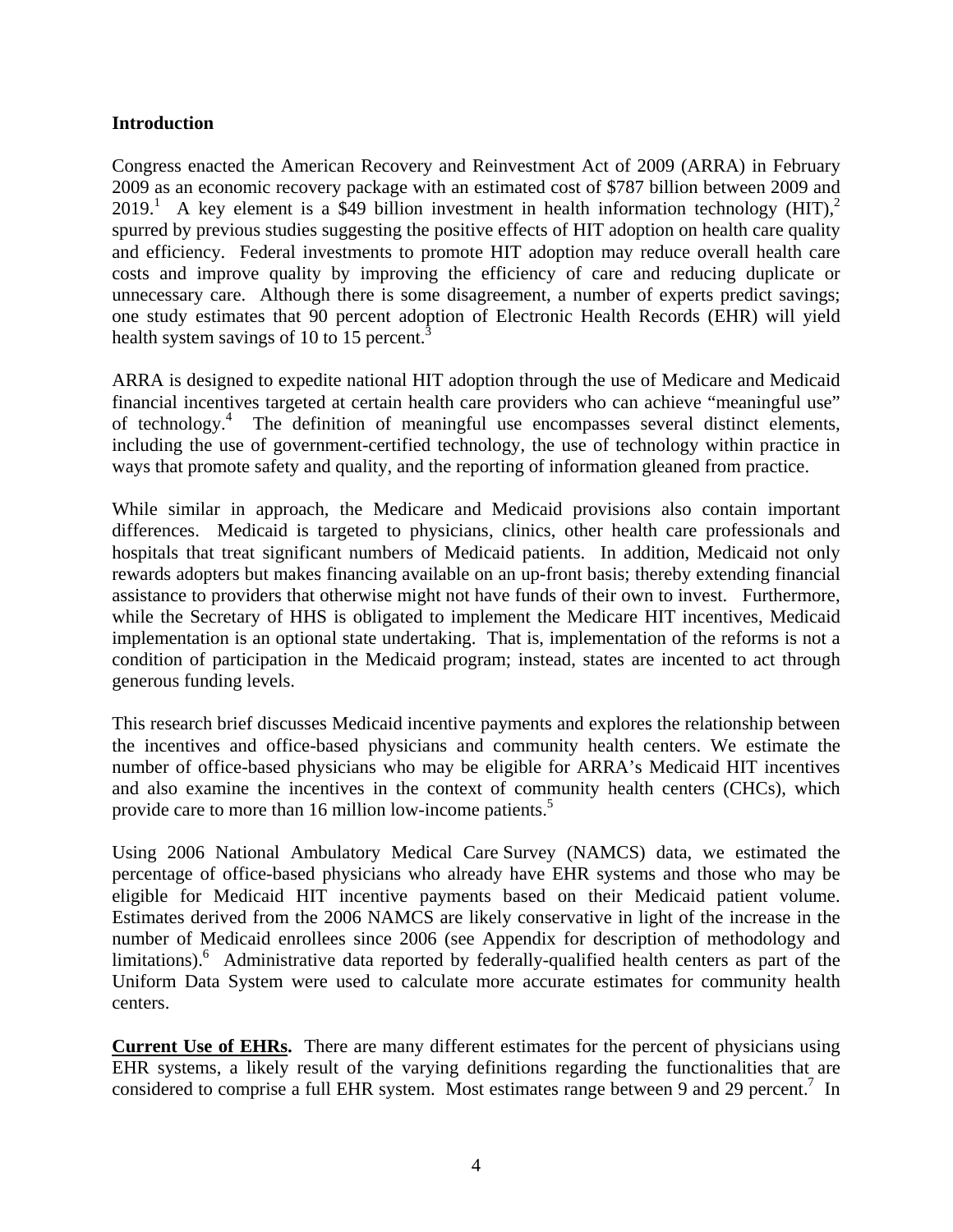## Introduction

Congress enacted the American Recovery and Reinvestment Act of 2009 (ARRA) in February 2009 as an economic recovery package with an estimated cost of $787 billion between 2009 and 2019.[1] A key element is a $49 billion investment in health information technology (HIT),[2] spurred by previous studies suggesting the positive effects of HIT adoption on health care quality and efficiency. Federal investments to promote HIT adoption may reduce overall health care costs and improve quality by improving the efficiency of care and reducing duplicate or unnecessary care. Although there is some disagreement, a number of experts predict savings; one study estimates that 90 percent adoption of Electronic Health Records (EHR) will yield health system savings of 10 to 15 percent.[3]

ARRA is designed to expedite national HIT adoption through the use of Medicare and Medicaid financial incentives targeted at certain health care providers who can achieve "meaningful use" of technology.[4] The definition of meaningful use encompasses several distinct elements, including the use of government-certified technology, the use of technology within practice in ways that promote safety and quality, and the reporting of information gleaned from practice.

While similar in approach, the Medicare and Medicaid provisions also contain important differences. Medicaid is targeted to physicians, clinics, other health care professionals and hospitals that treat significant numbers of Medicaid patients. In addition, Medicaid not only rewards adopters but makes financing available on an up-front basis; thereby extending financial assistance to providers that otherwise might not have funds of their own to invest. Furthermore, while the Secretary of HHS is obligated to implement the Medicare HIT incentives, Medicaid implementation is an optional state undertaking. That is, implementation of the reforms is not a condition of participation in the Medicaid program; instead, states are incented to act through generous funding levels.

This research brief discusses Medicaid incentive payments and explores the relationship between the incentives and office-based physicians and community health centers. We estimate the number of office-based physicians who may be eligible for ARRA's Medicaid HIT incentives and also examine the incentives in the context of community health centers (CHCs), which provide care to more than 16 million low-income patients.[5]

Using 2006 National Ambulatory Medical Care Survey (NAMCS) data, we estimated the percentage of office-based physicians who already have EHR systems and those who may be eligible for Medicaid HIT incentive payments based on their Medicaid patient volume. Estimates derived from the 2006 NAMCS are likely conservative in light of the increase in the number of Medicaid enrollees since 2006 (see Appendix for description of methodology and limitations).[6] Administrative data reported by federally-qualified health centers as part of the Uniform Data System were used to calculate more accurate estimates for community health centers.

**Current Use of EHRs.** There are many different estimates for the percent of physicians using EHR systems, a likely result of the varying definitions regarding the functionalities that are considered to comprise a full EHR system. Most estimates range between 9 and 29 percent.[7] In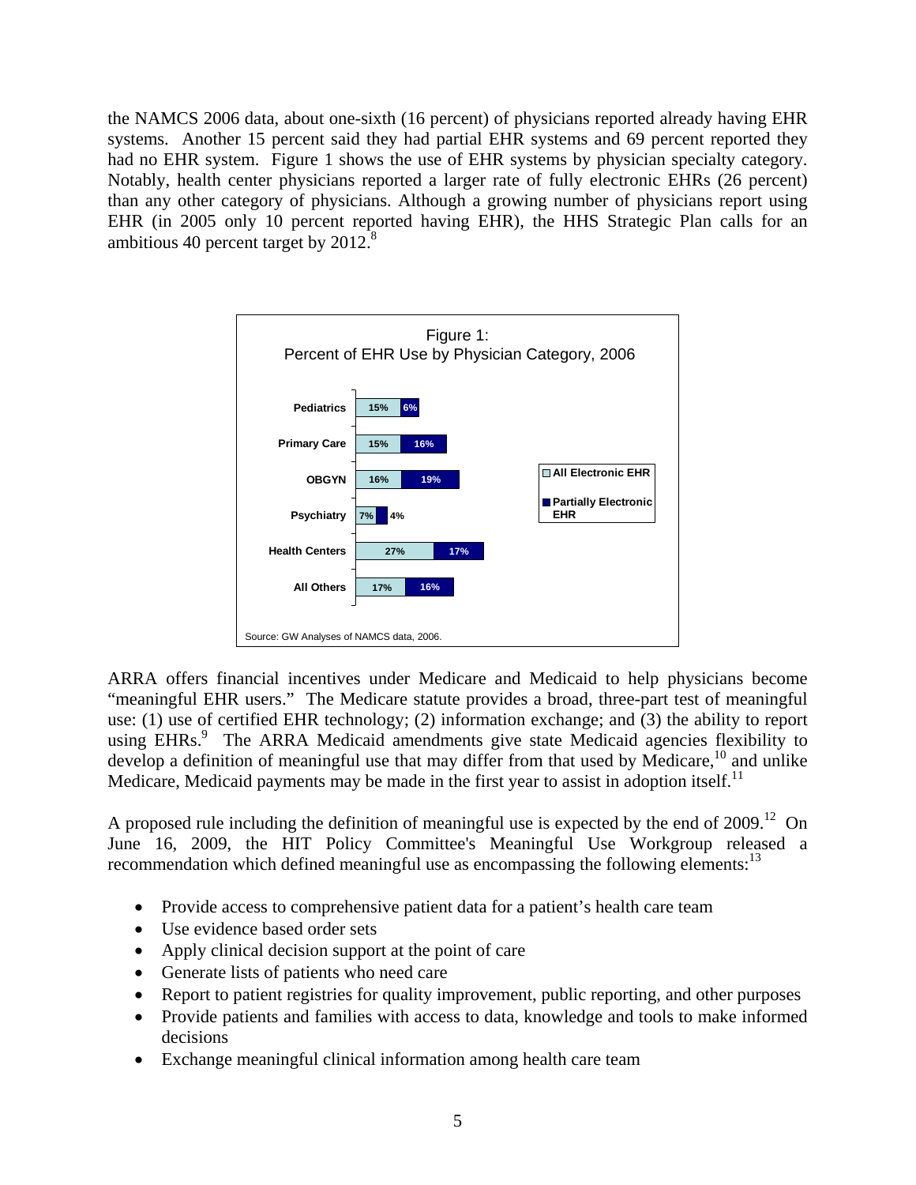the NAMCS 2006 data, about one-sixth (16 percent) of physicians reported already having EHR systems. Another 15 percent said they had partial EHR systems and 69 percent reported they had no EHR system. Figure 1 shows the use of EHR systems by physician specialty category. Notably, health center physicians reported a larger rate of fully electronic EHRs (26 percent) than any other category of physicians. Although a growing number of physicians report using EHR (in 2005 only 10 percent reported having EHR), the HHS Strategic Plan calls for an ambitious 40 percent target by 2012.[8]

Figure 1:
Percent of EHR Use by Physician Category, 2006

| Category | All Electronic EHR | Partially Electronic EHR |
| --- | --- | --- |
| Pediatrics | 15% | 6% |
| Primary Care | 15% | 16% |
| OBGYN | 16% | 19% |
| Psychiatry | 7% | 4% |
| Health Centers | 27% | 17% |
| All Others | 17% | 16% |

Source: GW Analyses of NAMCS data, 2006.

ARRA offers financial incentives under Medicare and Medicaid to help physicians become "meaningful EHR users." The Medicare statute provides a broad, three-part test of meaningful use: (1) use of certified EHR technology; (2) information exchange; and (3) the ability to report using EHRs.[9] The ARRA Medicaid amendments give state Medicaid agencies flexibility to develop a definition of meaningful use that may differ from that used by Medicare,[10] and unlike Medicare, Medicaid payments may be made in the first year to assist in adoption itself.[11]

A proposed rule including the definition of meaningful use is expected by the end of 2009.[12] On June 16, 2009, the HIT Policy Committee's Meaningful Use Workgroup released a recommendation which defined meaningful use as encompassing the following elements:[13]

- Provide access to comprehensive patient data for a patient's health care team
- Use evidence based order sets
- Apply clinical decision support at the point of care
- Generate lists of patients who need care
- Report to patient registries for quality improvement, public reporting, and other purposes
- Provide patients and families with access to data, knowledge and tools to make informed decisions
- Exchange meaningful clinical information among health care team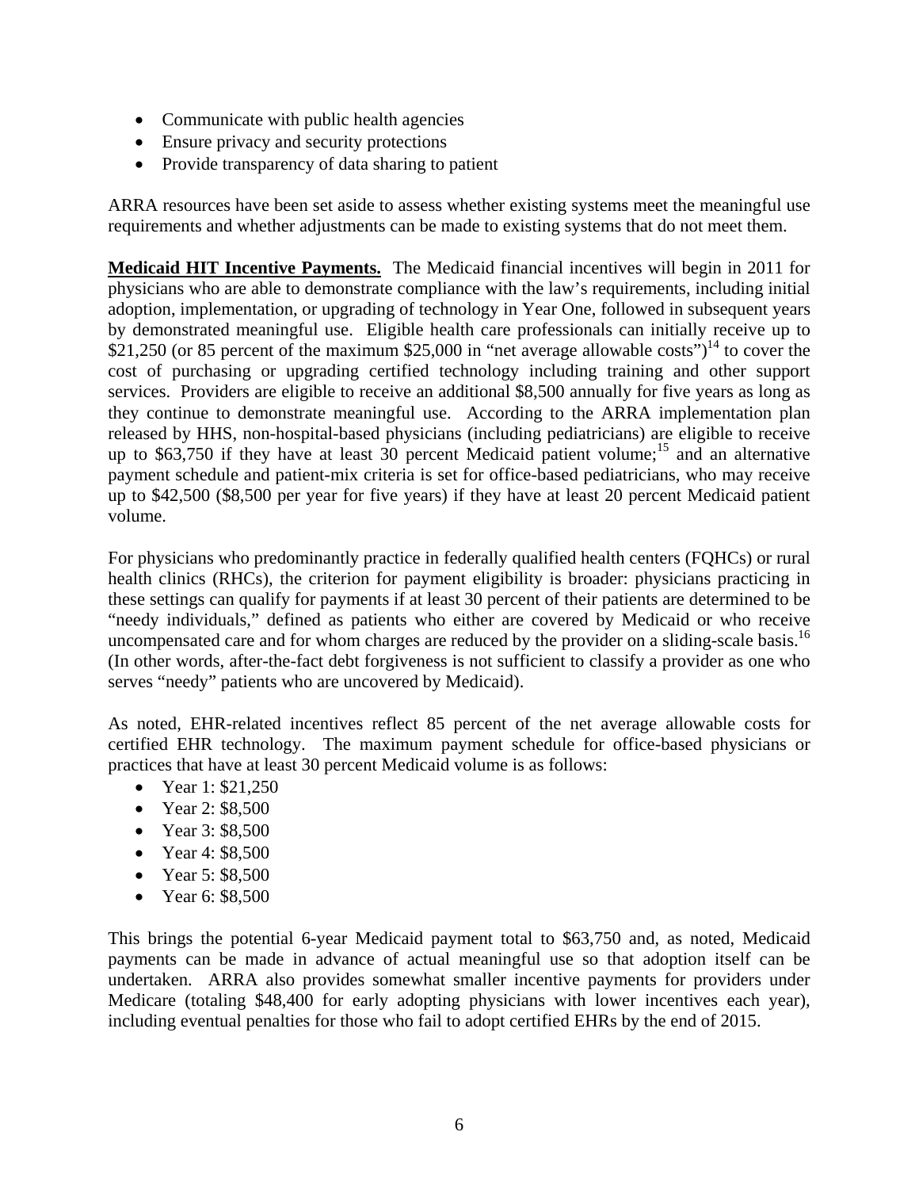- Communicate with public health agencies
- Ensure privacy and security protections
- Provide transparency of data sharing to patient

ARRA resources have been set aside to assess whether existing systems meet the meaningful use requirements and whether adjustments can be made to existing systems that do not meet them.

**Medicaid HIT Incentive Payments.** The Medicaid financial incentives will begin in 2011 for physicians who are able to demonstrate compliance with the law's requirements, including initial adoption, implementation, or upgrading of technology in Year One, followed in subsequent years by demonstrated meaningful use. Eligible health care professionals can initially receive up to $21,250 (or 85 percent of the maximum $25,000 in "net average allowable costs")[14] to cover the cost of purchasing or upgrading certified technology including training and other support services. Providers are eligible to receive an additional $8,500 annually for five years as long as they continue to demonstrate meaningful use. According to the ARRA implementation plan released by HHS, non-hospital-based physicians (including pediatricians) are eligible to receive up to $63,750 if they have at least 30 percent Medicaid patient volume;[15] and an alternative payment schedule and patient-mix criteria is set for office-based pediatricians, who may receive up to $42,500 ($8,500 per year for five years) if they have at least 20 percent Medicaid patient volume.

For physicians who predominantly practice in federally qualified health centers (FQHCs) or rural health clinics (RHCs), the criterion for payment eligibility is broader: physicians practicing in these settings can qualify for payments if at least 30 percent of their patients are determined to be "needy individuals," defined as patients who either are covered by Medicaid or who receive uncompensated care and for whom charges are reduced by the provider on a sliding-scale basis.[16] (In other words, after-the-fact debt forgiveness is not sufficient to classify a provider as one who serves "needy" patients who are uncovered by Medicaid).

As noted, EHR-related incentives reflect 85 percent of the net average allowable costs for certified EHR technology. The maximum payment schedule for office-based physicians or practices that have at least 30 percent Medicaid volume is as follows:

- Year 1: $21,250
- Year 2: $8,500
- Year 3: $8,500
- Year 4: $8,500
- Year 5: $8,500
- Year 6: $8,500

This brings the potential 6-year Medicaid payment total to $63,750 and, as noted, Medicaid payments can be made in advance of actual meaningful use so that adoption itself can be undertaken. ARRA also provides somewhat smaller incentive payments for providers under Medicare (totaling $48,400 for early adopting physicians with lower incentives each year), including eventual penalties for those who fail to adopt certified EHRs by the end of 2015.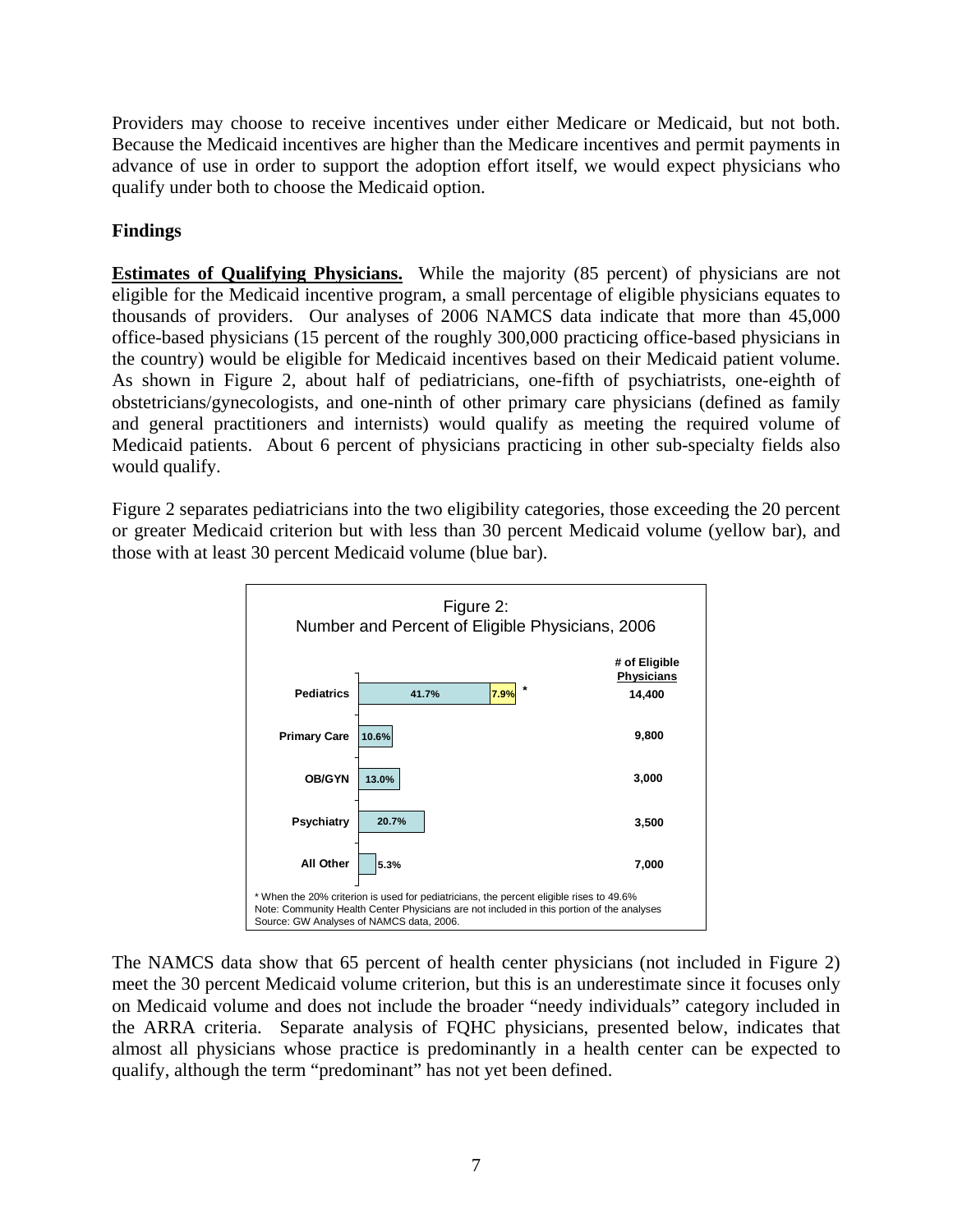Providers may choose to receive incentives under either Medicare or Medicaid, but not both. Because the Medicaid incentives are higher than the Medicare incentives and permit payments in advance of use in order to support the adoption effort itself, we would expect physicians who qualify under both to choose the Medicaid option.

## Findings

**Estimates of Qualifying Physicians.** While the majority (85 percent) of physicians are not eligible for the Medicaid incentive program, a small percentage of eligible physicians equates to thousands of providers. Our analyses of 2006 NAMCS data indicate that more than 45,000 office-based physicians (15 percent of the roughly 300,000 practicing office-based physicians in the country) would be eligible for Medicaid incentives based on their Medicaid patient volume. As shown in Figure 2, about half of pediatricians, one-fifth of psychiatrists, one-eighth of obstetricians/gynecologists, and one-ninth of other primary care physicians (defined as family and general practitioners and internists) would qualify as meeting the required volume of Medicaid patients. About 6 percent of physicians practicing in other sub-specialty fields also would qualify.

Figure 2 separates pediatricians into the two eligibility categories, those exceeding the 20 percent or greater Medicaid criterion but with less than 30 percent Medicaid volume (yellow bar), and those with at least 30 percent Medicaid volume (blue bar).

Figure 2:
Number and Percent of Eligible Physicians, 2006

| | Percent Eligible | # of Eligible Physicians |
|---|---|---|
| Pediatrics | 41.7% + 7.9% * | 14,400 |
| Primary Care | 10.6% | 9,800 |
| OB/GYN | 13.0% | 3,000 |
| Psychiatry | 20.7% | 3,500 |
| All Other | 5.3% | 7,000 |

\* When the 20% criterion is used for pediatricians, the percent eligible rises to 49.6%
Note: Community Health Center Physicians are not included in this portion of the analyses
Source: GW Analyses of NAMCS data, 2006.

The NAMCS data show that 65 percent of health center physicians (not included in Figure 2) meet the 30 percent Medicaid volume criterion, but this is an underestimate since it focuses only on Medicaid volume and does not include the broader "needy individuals" category included in the ARRA criteria. Separate analysis of FQHC physicians, presented below, indicates that almost all physicians whose practice is predominantly in a health center can be expected to qualify, although the term "predominant" has not yet been defined.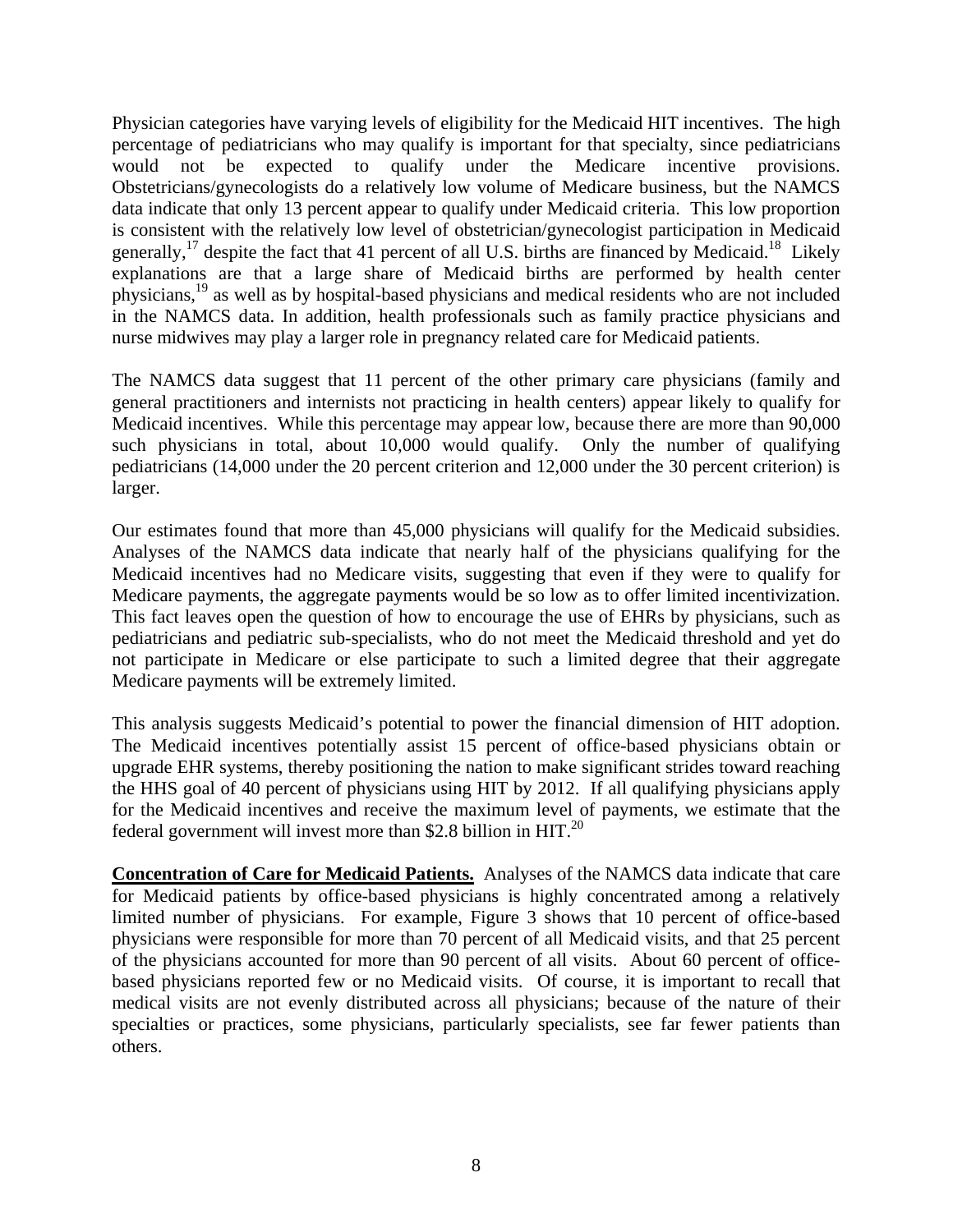Physician categories have varying levels of eligibility for the Medicaid HIT incentives. The high percentage of pediatricians who may qualify is important for that specialty, since pediatricians would not be expected to qualify under the Medicare incentive provisions. Obstetricians/gynecologists do a relatively low volume of Medicare business, but the NAMCS data indicate that only 13 percent appear to qualify under Medicaid criteria. This low proportion is consistent with the relatively low level of obstetrician/gynecologist participation in Medicaid generally,[17] despite the fact that 41 percent of all U.S. births are financed by Medicaid.[18] Likely explanations are that a large share of Medicaid births are performed by health center physicians,[19] as well as by hospital-based physicians and medical residents who are not included in the NAMCS data. In addition, health professionals such as family practice physicians and nurse midwives may play a larger role in pregnancy related care for Medicaid patients.

The NAMCS data suggest that 11 percent of the other primary care physicians (family and general practitioners and internists not practicing in health centers) appear likely to qualify for Medicaid incentives. While this percentage may appear low, because there are more than 90,000 such physicians in total, about 10,000 would qualify. Only the number of qualifying pediatricians (14,000 under the 20 percent criterion and 12,000 under the 30 percent criterion) is larger.

Our estimates found that more than 45,000 physicians will qualify for the Medicaid subsidies. Analyses of the NAMCS data indicate that nearly half of the physicians qualifying for the Medicaid incentives had no Medicare visits, suggesting that even if they were to qualify for Medicare payments, the aggregate payments would be so low as to offer limited incentivization. This fact leaves open the question of how to encourage the use of EHRs by physicians, such as pediatricians and pediatric sub-specialists, who do not meet the Medicaid threshold and yet do not participate in Medicare or else participate to such a limited degree that their aggregate Medicare payments will be extremely limited.

This analysis suggests Medicaid's potential to power the financial dimension of HIT adoption. The Medicaid incentives potentially assist 15 percent of office-based physicians obtain or upgrade EHR systems, thereby positioning the nation to make significant strides toward reaching the HHS goal of 40 percent of physicians using HIT by 2012. If all qualifying physicians apply for the Medicaid incentives and receive the maximum level of payments, we estimate that the federal government will invest more than $2.8 billion in HIT.[20]

**Concentration of Care for Medicaid Patients.** Analyses of the NAMCS data indicate that care for Medicaid patients by office-based physicians is highly concentrated among a relatively limited number of physicians. For example, Figure 3 shows that 10 percent of office-based physicians were responsible for more than 70 percent of all Medicaid visits, and that 25 percent of the physicians accounted for more than 90 percent of all visits. About 60 percent of office-based physicians reported few or no Medicaid visits. Of course, it is important to recall that medical visits are not evenly distributed across all physicians; because of the nature of their specialties or practices, some physicians, particularly specialists, see far fewer patients than others.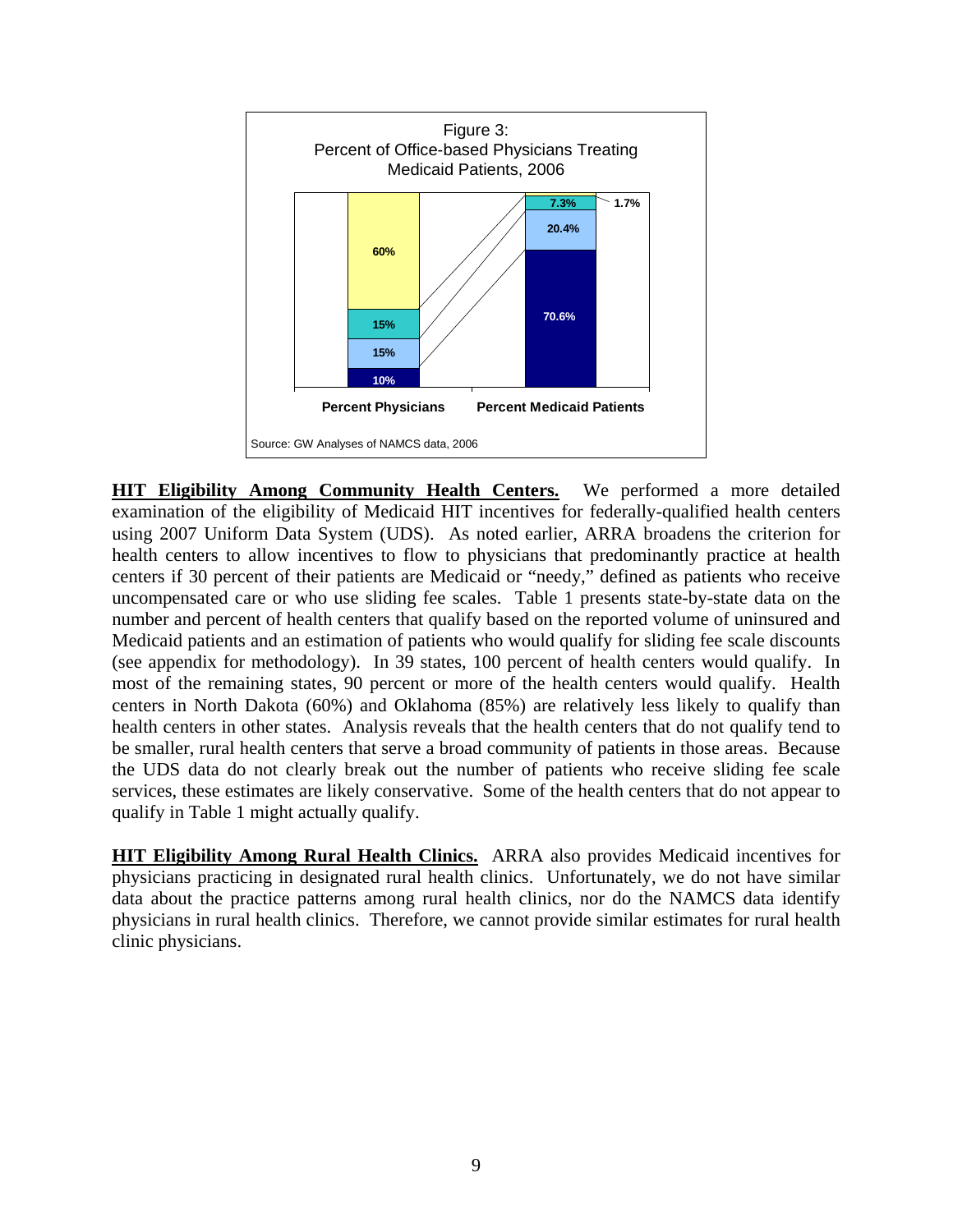Figure 3:
Percent of Office-based Physicians Treating Medicaid Patients, 2006

| Percent Physicians | Percent Medicaid Patients |
| --- | --- |
| 60% | 1.7% |
| 15% | 7.3% |
| 15% | 20.4% |
| 10% | 70.6% |

Source: GW Analyses of NAMCS data, 2006

**HIT Eligibility Among Community Health Centers.** We performed a more detailed examination of the eligibility of Medicaid HIT incentives for federally-qualified health centers using 2007 Uniform Data System (UDS). As noted earlier, ARRA broadens the criterion for health centers to allow incentives to flow to physicians that predominantly practice at health centers if 30 percent of their patients are Medicaid or "needy," defined as patients who receive uncompensated care or who use sliding fee scales. Table 1 presents state-by-state data on the number and percent of health centers that qualify based on the reported volume of uninsured and Medicaid patients and an estimation of patients who would qualify for sliding fee scale discounts (see appendix for methodology). In 39 states, 100 percent of health centers would qualify. In most of the remaining states, 90 percent or more of the health centers would qualify. Health centers in North Dakota (60%) and Oklahoma (85%) are relatively less likely to qualify than health centers in other states. Analysis reveals that the health centers that do not qualify tend to be smaller, rural health centers that serve a broad community of patients in those areas. Because the UDS data do not clearly break out the number of patients who receive sliding fee scale services, these estimates are likely conservative. Some of the health centers that do not appear to qualify in Table 1 might actually qualify.

**HIT Eligibility Among Rural Health Clinics.** ARRA also provides Medicaid incentives for physicians practicing in designated rural health clinics. Unfortunately, we do not have similar data about the practice patterns among rural health clinics, nor do the NAMCS data identify physicians in rural health clinics. Therefore, we cannot provide similar estimates for rural health clinic physicians.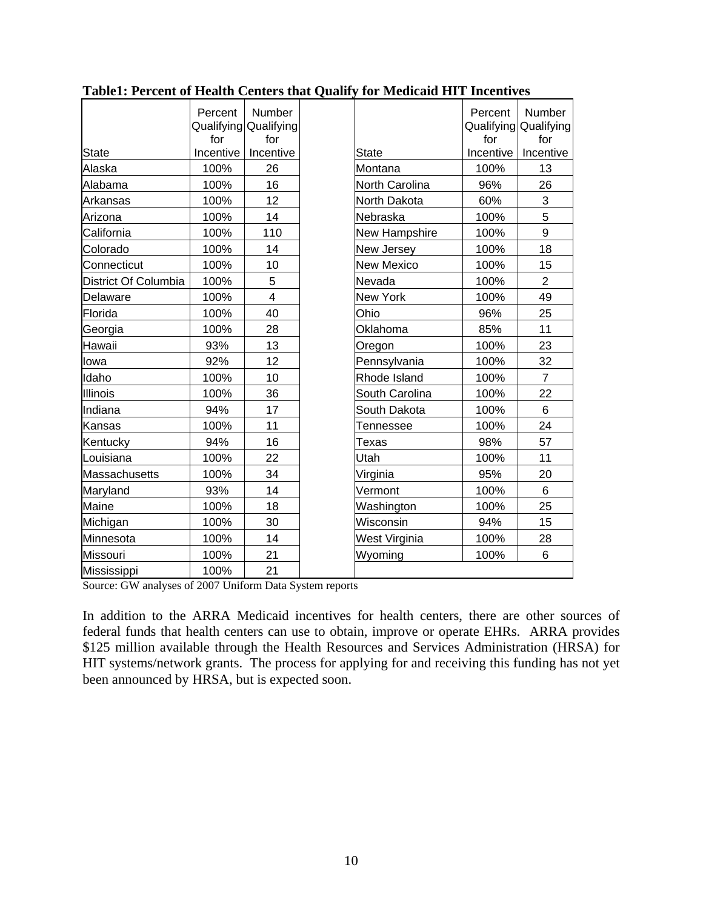**Table1: Percent of Health Centers that Qualify for Medicaid HIT Incentives**

| State | Percent Qualifying for Incentive | Number Qualifying for Incentive | | State | Percent Qualifying for Incentive | Number Qualifying for Incentive |
|---|---|---|---|---|---|---|
| Alaska | 100% | 26 | | Montana | 100% | 13 |
| Alabama | 100% | 16 | | North Carolina | 96% | 26 |
| Arkansas | 100% | 12 | | North Dakota | 60% | 3 |
| Arizona | 100% | 14 | | Nebraska | 100% | 5 |
| California | 100% | 110 | | New Hampshire | 100% | 9 |
| Colorado | 100% | 14 | | New Jersey | 100% | 18 |
| Connecticut | 100% | 10 | | New Mexico | 100% | 15 |
| District Of Columbia | 100% | 5 | | Nevada | 100% | 2 |
| Delaware | 100% | 4 | | New York | 100% | 49 |
| Florida | 100% | 40 | | Ohio | 96% | 25 |
| Georgia | 100% | 28 | | Oklahoma | 85% | 11 |
| Hawaii | 93% | 13 | | Oregon | 100% | 23 |
| Iowa | 92% | 12 | | Pennsylvania | 100% | 32 |
| Idaho | 100% | 10 | | Rhode Island | 100% | 7 |
| Illinois | 100% | 36 | | South Carolina | 100% | 22 |
| Indiana | 94% | 17 | | South Dakota | 100% | 6 |
| Kansas | 100% | 11 | | Tennessee | 100% | 24 |
| Kentucky | 94% | 16 | | Texas | 98% | 57 |
| Louisiana | 100% | 22 | | Utah | 100% | 11 |
| Massachusetts | 100% | 34 | | Virginia | 95% | 20 |
| Maryland | 93% | 14 | | Vermont | 100% | 6 |
| Maine | 100% | 18 | | Washington | 100% | 25 |
| Michigan | 100% | 30 | | Wisconsin | 94% | 15 |
| Minnesota | 100% | 14 | | West Virginia | 100% | 28 |
| Missouri | 100% | 21 | | Wyoming | 100% | 6 |
| Mississippi | 100% | 21 | | | | |

Source: GW analyses of 2007 Uniform Data System reports

In addition to the ARRA Medicaid incentives for health centers, there are other sources of federal funds that health centers can use to obtain, improve or operate EHRs. ARRA provides $125 million available through the Health Resources and Services Administration (HRSA) for HIT systems/network grants. The process for applying for and receiving this funding has not yet been announced by HRSA, but is expected soon.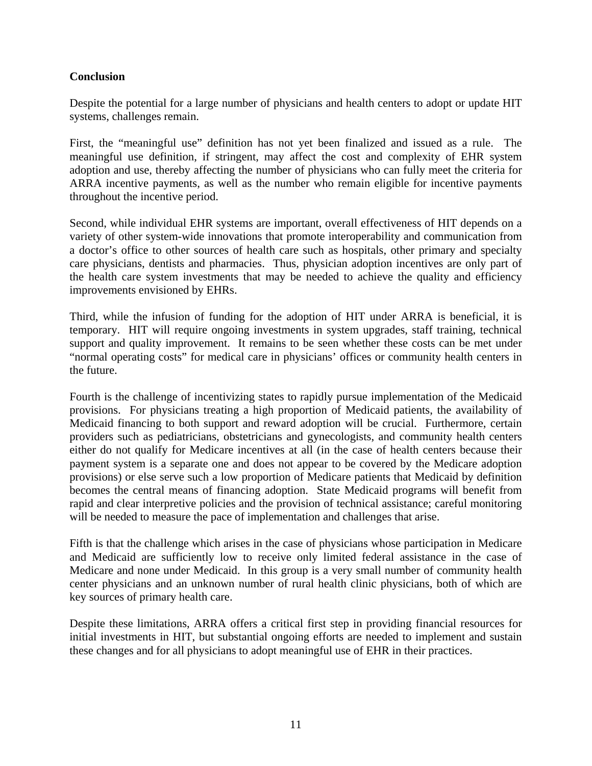**Conclusion**

Despite the potential for a large number of physicians and health centers to adopt or update HIT systems, challenges remain.

First, the "meaningful use" definition has not yet been finalized and issued as a rule. The meaningful use definition, if stringent, may affect the cost and complexity of EHR system adoption and use, thereby affecting the number of physicians who can fully meet the criteria for ARRA incentive payments, as well as the number who remain eligible for incentive payments throughout the incentive period.

Second, while individual EHR systems are important, overall effectiveness of HIT depends on a variety of other system-wide innovations that promote interoperability and communication from a doctor's office to other sources of health care such as hospitals, other primary and specialty care physicians, dentists and pharmacies. Thus, physician adoption incentives are only part of the health care system investments that may be needed to achieve the quality and efficiency improvements envisioned by EHRs.

Third, while the infusion of funding for the adoption of HIT under ARRA is beneficial, it is temporary. HIT will require ongoing investments in system upgrades, staff training, technical support and quality improvement. It remains to be seen whether these costs can be met under "normal operating costs" for medical care in physicians' offices or community health centers in the future.

Fourth is the challenge of incentivizing states to rapidly pursue implementation of the Medicaid provisions. For physicians treating a high proportion of Medicaid patients, the availability of Medicaid financing to both support and reward adoption will be crucial. Furthermore, certain providers such as pediatricians, obstetricians and gynecologists, and community health centers either do not qualify for Medicare incentives at all (in the case of health centers because their payment system is a separate one and does not appear to be covered by the Medicare adoption provisions) or else serve such a low proportion of Medicare patients that Medicaid by definition becomes the central means of financing adoption. State Medicaid programs will benefit from rapid and clear interpretive policies and the provision of technical assistance; careful monitoring will be needed to measure the pace of implementation and challenges that arise.

Fifth is that the challenge which arises in the case of physicians whose participation in Medicare and Medicaid are sufficiently low to receive only limited federal assistance in the case of Medicare and none under Medicaid. In this group is a very small number of community health center physicians and an unknown number of rural health clinic physicians, both of which are key sources of primary health care.

Despite these limitations, ARRA offers a critical first step in providing financial resources for initial investments in HIT, but substantial ongoing efforts are needed to implement and sustain these changes and for all physicians to adopt meaningful use of EHR in their practices.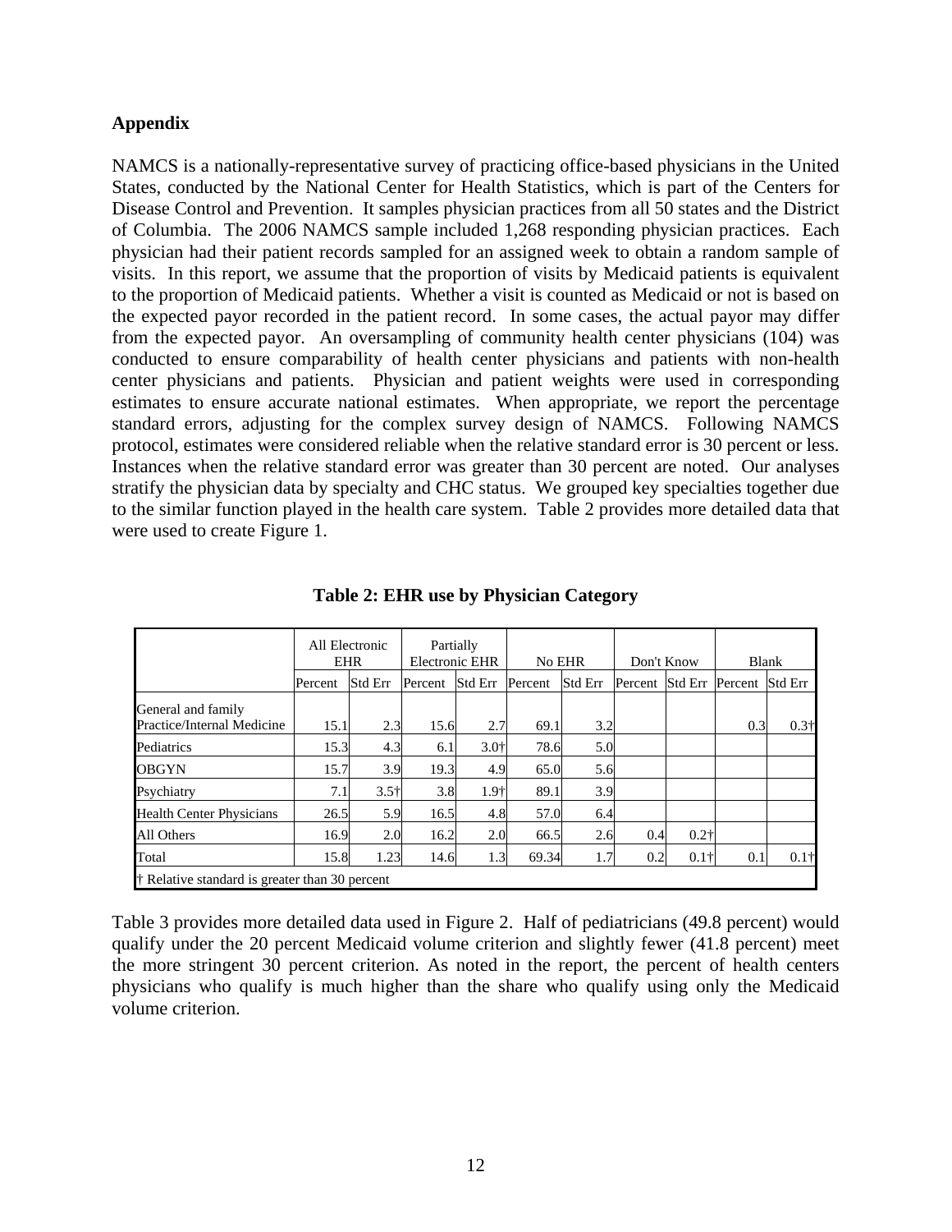## Appendix

NAMCS is a nationally-representative survey of practicing office-based physicians in the United States, conducted by the National Center for Health Statistics, which is part of the Centers for Disease Control and Prevention. It samples physician practices from all 50 states and the District of Columbia. The 2006 NAMCS sample included 1,268 responding physician practices. Each physician had their patient records sampled for an assigned week to obtain a random sample of visits. In this report, we assume that the proportion of visits by Medicaid patients is equivalent to the proportion of Medicaid patients. Whether a visit is counted as Medicaid or not is based on the expected payor recorded in the patient record. In some cases, the actual payor may differ from the expected payor. An oversampling of community health center physicians (104) was conducted to ensure comparability of health center physicians and patients with non-health center physicians and patients. Physician and patient weights were used in corresponding estimates to ensure accurate national estimates. When appropriate, we report the percentage standard errors, adjusting for the complex survey design of NAMCS. Following NAMCS protocol, estimates were considered reliable when the relative standard error is 30 percent or less. Instances when the relative standard error was greater than 30 percent are noted. Our analyses stratify the physician data by specialty and CHC status. We grouped key specialties together due to the similar function played in the health care system. Table 2 provides more detailed data that were used to create Figure 1.

**Table 2: EHR use by Physician Category**

| | All Electronic EHR | | Partially Electronic EHR | | No EHR | | Don't Know | | Blank | |
|---|---|---|---|---|---|---|---|---|---|---|
| | Percent | Std Err | Percent | Std Err | Percent | Std Err | Percent | Std Err | Percent | Std Err |
| General and family Practice/Internal Medicine | 15.1 | 2.3 | 15.6 | 2.7 | 69.1 | 3.2 | | | 0.3 | 0.3† |
| Pediatrics | 15.3 | 4.3 | 6.1 | 3.0† | 78.6 | 5.0 | | | | |
| OBGYN | 15.7 | 3.9 | 19.3 | 4.9 | 65.0 | 5.6 | | | | |
| Psychiatry | 7.1 | 3.5† | 3.8 | 1.9† | 89.1 | 3.9 | | | | |
| Health Center Physicians | 26.5 | 5.9 | 16.5 | 4.8 | 57.0 | 6.4 | | | | |
| All Others | 16.9 | 2.0 | 16.2 | 2.0 | 66.5 | 2.6 | 0.4 | 0.2† | | |
| Total | 15.8 | 1.23 | 14.6 | 1.3 | 69.34 | 1.7 | 0.2 | 0.1† | 0.1 | 0.1† |

† Relative standard is greater than 30 percent

Table 3 provides more detailed data used in Figure 2. Half of pediatricians (49.8 percent) would qualify under the 20 percent Medicaid volume criterion and slightly fewer (41.8 percent) meet the more stringent 30 percent criterion. As noted in the report, the percent of health centers physicians who qualify is much higher than the share who qualify using only the Medicaid volume criterion.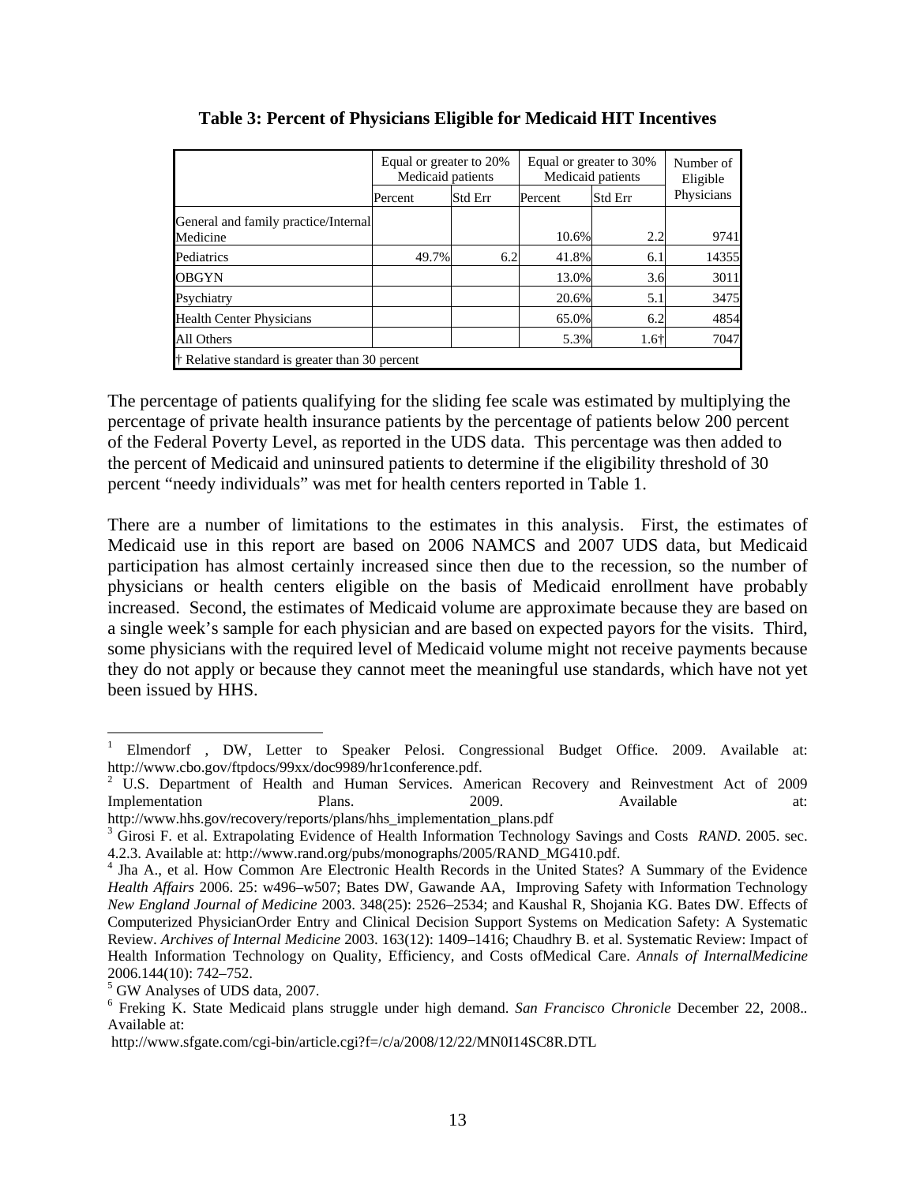**Table 3: Percent of Physicians Eligible for Medicaid HIT Incentives**

| | Equal or greater to 20% Medicaid patients | | Equal or greater to 30% Medicaid patients | | Number of Eligible Physicians |
|---|---|---|---|---|---|
| | Percent | Std Err | Percent | Std Err | |
| General and family practice/Internal Medicine | | | 10.6% | 2.2 | 9741 |
| Pediatrics | 49.7% | 6.2 | 41.8% | 6.1 | 14355 |
| OBGYN | | | 13.0% | 3.6 | 3011 |
| Psychiatry | | | 20.6% | 5.1 | 3475 |
| Health Center Physicians | | | 65.0% | 6.2 | 4854 |
| All Others | | | 5.3% | 1.6† | 7047 |

† Relative standard is greater than 30 percent

The percentage of patients qualifying for the sliding fee scale was estimated by multiplying the percentage of private health insurance patients by the percentage of patients below 200 percent of the Federal Poverty Level, as reported in the UDS data. This percentage was then added to the percent of Medicaid and uninsured patients to determine if the eligibility threshold of 30 percent "needy individuals" was met for health centers reported in Table 1.

There are a number of limitations to the estimates in this analysis. First, the estimates of Medicaid use in this report are based on 2006 NAMCS and 2007 UDS data, but Medicaid participation has almost certainly increased since then due to the recession, so the number of physicians or health centers eligible on the basis of Medicaid enrollment have probably increased. Second, the estimates of Medicaid volume are approximate because they are based on a single week's sample for each physician and are based on expected payors for the visits. Third, some physicians with the required level of Medicaid volume might not receive payments because they do not apply or because they cannot meet the meaningful use standards, which have not yet been issued by HHS.

---

[1] Elmendorf , DW, Letter to Speaker Pelosi. Congressional Budget Office. 2009. Available at: http://www.cbo.gov/ftpdocs/99xx/doc9989/hr1conference.pdf.

[2] U.S. Department of Health and Human Services. American Recovery and Reinvestment Act of 2009 Implementation Plans. 2009. Available at: http://www.hhs.gov/recovery/reports/plans/hhs_implementation_plans.pdf

[3] Girosi F. et al. Extrapolating Evidence of Health Information Technology Savings and Costs *RAND*. 2005. sec. 4.2.3. Available at: http://www.rand.org/pubs/monographs/2005/RAND_MG410.pdf.

[4] Jha A., et al. How Common Are Electronic Health Records in the United States? A Summary of the Evidence *Health Affairs* 2006. 25: w496–w507; Bates DW, Gawande AA, Improving Safety with Information Technology *New England Journal of Medicine* 2003. 348(25): 2526–2534; and Kaushal R, Shojania KG. Bates DW. Effects of Computerized PhysicianOrder Entry and Clinical Decision Support Systems on Medication Safety: A Systematic Review. *Archives of Internal Medicine* 2003. 163(12): 1409–1416; Chaudhry B. et al. Systematic Review: Impact of Health Information Technology on Quality, Efficiency, and Costs ofMedical Care. *Annals of InternalMedicine* 2006.144(10): 742–752.

[5] GW Analyses of UDS data, 2007.

[6] Freking K. State Medicaid plans struggle under high demand. *San Francisco Chronicle* December 22, 2008.. Available at:

http://www.sfgate.com/cgi-bin/article.cgi?f=/c/a/2008/12/22/MN0I14SC8R.DTL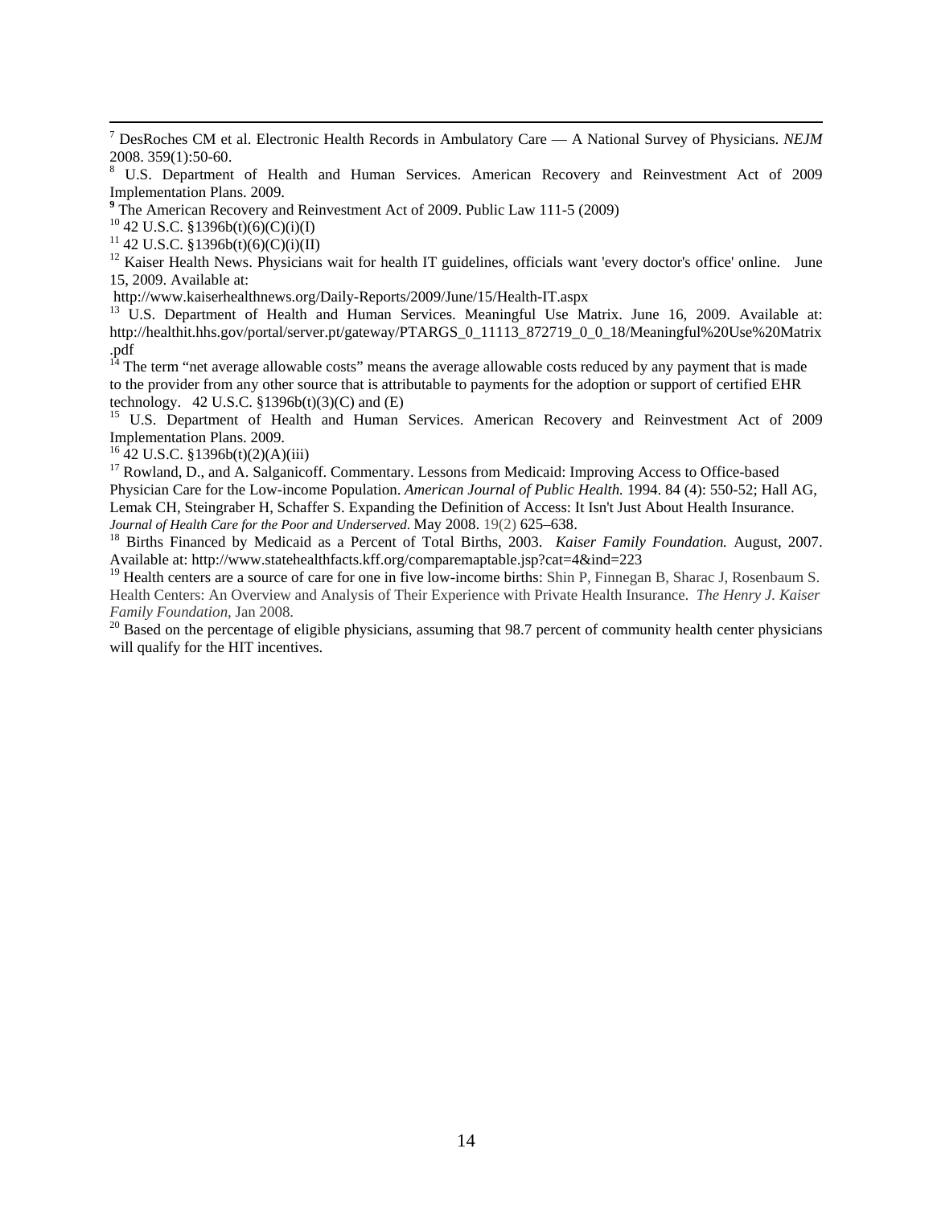[7] DesRoches CM et al. Electronic Health Records in Ambulatory Care — A National Survey of Physicians. *NEJM* 2008. 359(1):50-60.

[8] U.S. Department of Health and Human Services. American Recovery and Reinvestment Act of 2009 Implementation Plans. 2009.

[9] The American Recovery and Reinvestment Act of 2009. Public Law 111-5 (2009)

[10] 42 U.S.C. §1396b(t)(6)(C)(i)(I)

[11] 42 U.S.C. §1396b(t)(6)(C)(i)(II)

[12] Kaiser Health News. Physicians wait for health IT guidelines, officials want 'every doctor's office' online. June 15, 2009. Available at: http://www.kaiserhealthnews.org/Daily-Reports/2009/June/15/Health-IT.aspx

[13] U.S. Department of Health and Human Services. Meaningful Use Matrix. June 16, 2009. Available at: http://healthit.hhs.gov/portal/server.pt/gateway/PTARGS_0_11113_872719_0_0_18/Meaningful%20Use%20Matrix.pdf

[14] The term "net average allowable costs" means the average allowable costs reduced by any payment that is made to the provider from any other source that is attributable to payments for the adoption or support of certified EHR technology. 42 U.S.C. §1396b(t)(3)(C) and (E)

[15] U.S. Department of Health and Human Services. American Recovery and Reinvestment Act of 2009 Implementation Plans. 2009.

[16] 42 U.S.C. §1396b(t)(2)(A)(iii)

[17] Rowland, D., and A. Salganicoff. Commentary. Lessons from Medicaid: Improving Access to Office-based Physician Care for the Low-income Population. *American Journal of Public Health.* 1994. 84 (4): 550-52; Hall AG, Lemak CH, Steingraber H, Schaffer S. Expanding the Definition of Access: It Isn't Just About Health Insurance. *Journal of Health Care for the Poor and Underserved*. May 2008. 19(2) 625–638.

[18] Births Financed by Medicaid as a Percent of Total Births, 2003. *Kaiser Family Foundation.* August, 2007. Available at: http://www.statehealthfacts.kff.org/comparemaptable.jsp?cat=4&ind=223

[19] Health centers are a source of care for one in five low-income births: Shin P, Finnegan B, Sharac J, Rosenbaum S. Health Centers: An Overview and Analysis of Their Experience with Private Health Insurance. *The Henry J. Kaiser Family Foundation*, Jan 2008.

[20] Based on the percentage of eligible physicians, assuming that 98.7 percent of community health center physicians will qualify for the HIT incentives.